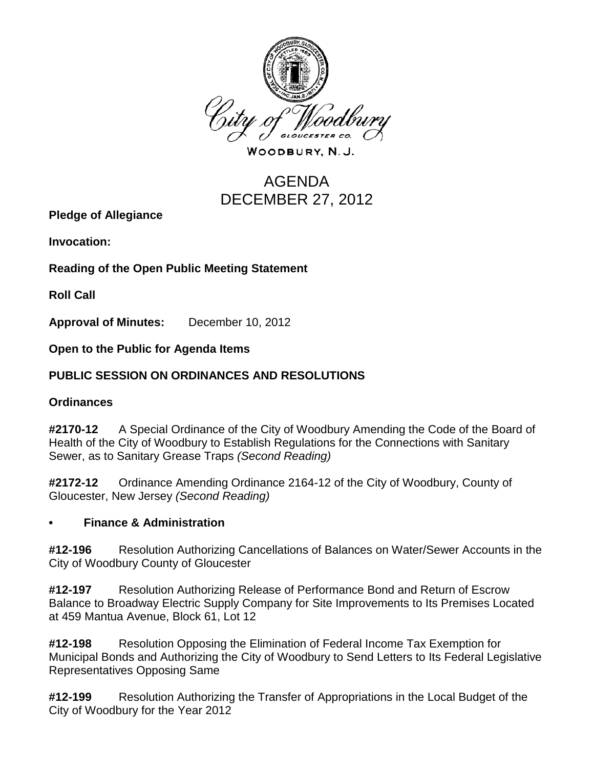City of Woodbury

GLOUCESTER CO.

WOODBURY, N. J.

# AGENDA
# DECEMBER 27, 2012

**Pledge of Allegiance**

**Invocation:**

**Reading of the Open Public Meeting Statement**

**Roll Call**

**Approval of Minutes:** December 10, 2012

**Open to the Public for Agenda Items**

## PUBLIC SESSION ON ORDINANCES AND RESOLUTIONS

### Ordinances

**#2170-12** A Special Ordinance of the City of Woodbury Amending the Code of the Board of Health of the City of Woodbury to Establish Regulations for the Connections with Sanitary Sewer, as to Sanitary Grease Traps *(Second Reading)*

**#2172-12** Ordinance Amending Ordinance 2164-12 of the City of Woodbury, County of Gloucester, New Jersey *(Second Reading)*

- **Finance & Administration**

**#12-196** Resolution Authorizing Cancellations of Balances on Water/Sewer Accounts in the City of Woodbury County of Gloucester

**#12-197** Resolution Authorizing Release of Performance Bond and Return of Escrow Balance to Broadway Electric Supply Company for Site Improvements to Its Premises Located at 459 Mantua Avenue, Block 61, Lot 12

**#12-198** Resolution Opposing the Elimination of Federal Income Tax Exemption for Municipal Bonds and Authorizing the City of Woodbury to Send Letters to Its Federal Legislative Representatives Opposing Same

**#12-199** Resolution Authorizing the Transfer of Appropriations in the Local Budget of the City of Woodbury for the Year 2012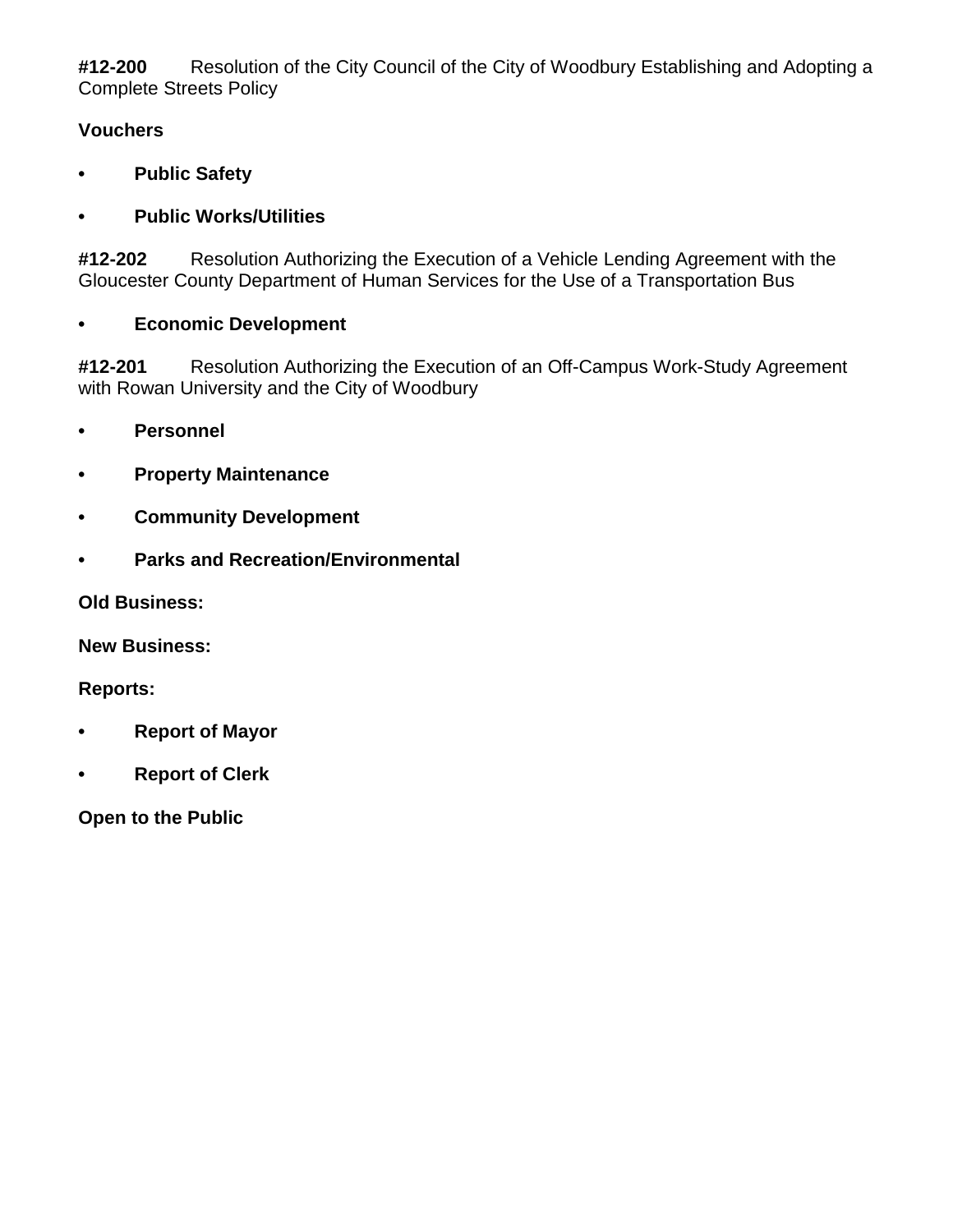**#12-200** Resolution of the City Council of the City of Woodbury Establishing and Adopting a Complete Streets Policy

**Vouchers**

- **Public Safety**

- **Public Works/Utilities**

**#12-202** Resolution Authorizing the Execution of a Vehicle Lending Agreement with the Gloucester County Department of Human Services for the Use of a Transportation Bus

- **Economic Development**

**#12-201** Resolution Authorizing the Execution of an Off-Campus Work-Study Agreement with Rowan University and the City of Woodbury

- **Personnel**

- **Property Maintenance**

- **Community Development**

- **Parks and Recreation/Environmental**

**Old Business:**

**New Business:**

**Reports:**

- **Report of Mayor**

- **Report of Clerk**

**Open to the Public**